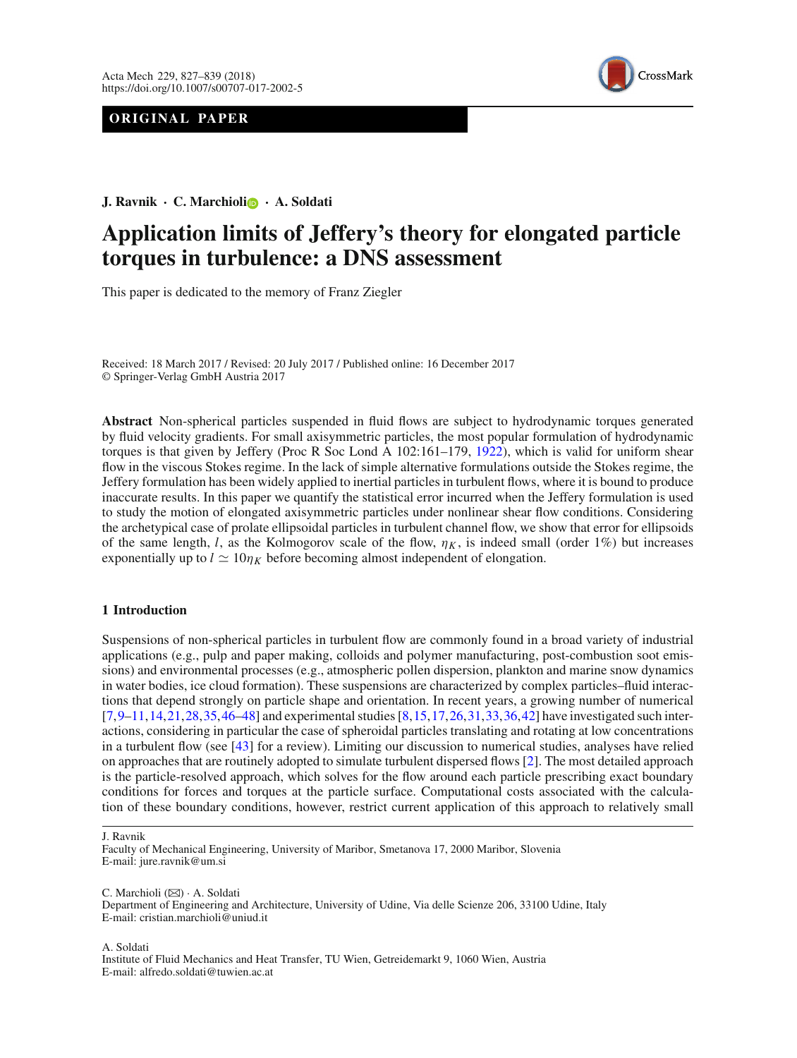ORIGINAL PAPER

**J. Ravnik · C. Marchioli · A. Soldati**

# Application limits of Jeffery's theory for elongated particle torques in turbulence: a DNS assessment

This paper is dedicated to the memory of Franz Ziegler

Received: 18 March 2017 / Revised: 20 July 2017 / Published online: 16 December 2017
© Springer-Verlag GmbH Austria 2017

**Abstract** Non-spherical particles suspended in fluid flows are subject to hydrodynamic torques generated by fluid velocity gradients. For small axisymmetric particles, the most popular formulation of hydrodynamic torques is that given by Jeffery (Proc R Soc Lond A 102:161–179, 1922), which is valid for uniform shear flow in the viscous Stokes regime. In the lack of simple alternative formulations outside the Stokes regime, the Jeffery formulation has been widely applied to inertial particles in turbulent flows, where it is bound to produce inaccurate results. In this paper we quantify the statistical error incurred when the Jeffery formulation is used to study the motion of elongated axisymmetric particles under nonlinear shear flow conditions. Considering the archetypical case of prolate ellipsoidal particles in turbulent channel flow, we show that error for ellipsoids of the same length, $l$, as the Kolmogorov scale of the flow, $\eta_K$, is indeed small (order 1%) but increases exponentially up to $l \simeq 10\eta_K$ before becoming almost independent of elongation.

## 1 Introduction

Suspensions of non-spherical particles in turbulent flow are commonly found in a broad variety of industrial applications (e.g., pulp and paper making, colloids and polymer manufacturing, post-combustion soot emissions) and environmental processes (e.g., atmospheric pollen dispersion, plankton and marine snow dynamics in water bodies, ice cloud formation). These suspensions are characterized by complex particles–fluid interactions that depend strongly on particle shape and orientation. In recent years, a growing number of numerical [7,9–11,14,21,28,35,46–48] and experimental studies [8,15,17,26,31,33,36,42] have investigated such interactions, considering in particular the case of spheroidal particles translating and rotating at low concentrations in a turbulent flow (see [43] for a review). Limiting our discussion to numerical studies, analyses have relied on approaches that are routinely adopted to simulate turbulent dispersed flows [2]. The most detailed approach is the particle-resolved approach, which solves for the flow around each particle prescribing exact boundary conditions for forces and torques at the particle surface. Computational costs associated with the calculation of these boundary conditions, however, restrict current application of this approach to relatively small

J. Ravnik
Faculty of Mechanical Engineering, University of Maribor, Smetanova 17, 2000 Maribor, Slovenia
E-mail: jure.ravnik@um.si

C. Marchioli (✉) · A. Soldati
Department of Engineering and Architecture, University of Udine, Via delle Scienze 206, 33100 Udine, Italy
E-mail: cristian.marchioli@uniud.it

A. Soldati
Institute of Fluid Mechanics and Heat Transfer, TU Wien, Getreidemarkt 9, 1060 Wien, Austria
E-mail: alfredo.soldati@tuwien.ac.at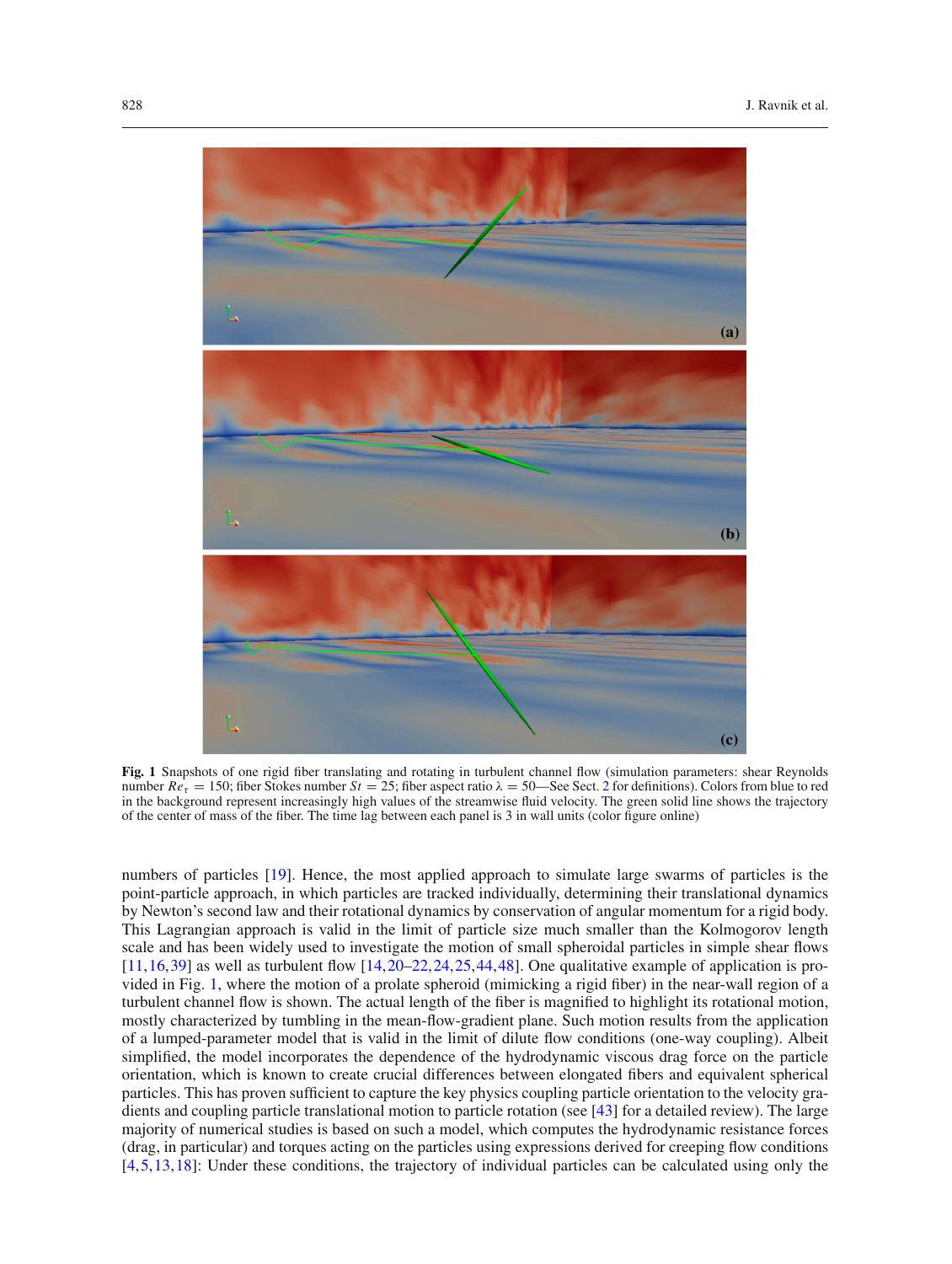**Fig. 1** Snapshots of one rigid fiber translating and rotating in turbulent channel flow (simulation parameters: shear Reynolds number $Re_\tau = 150$; fiber Stokes number $St = 25$; fiber aspect ratio $\lambda = 50$—See Sect. 2 for definitions). Colors from blue to red in the background represent increasingly high values of the streamwise fluid velocity. The green solid line shows the trajectory of the center of mass of the fiber. The time lag between each panel is 3 in wall units (color figure online)

numbers of particles [19]. Hence, the most applied approach to simulate large swarms of particles is the point-particle approach, in which particles are tracked individually, determining their translational dynamics by Newton's second law and their rotational dynamics by conservation of angular momentum for a rigid body. This Lagrangian approach is valid in the limit of particle size much smaller than the Kolmogorov length scale and has been widely used to investigate the motion of small spheroidal particles in simple shear flows [11,16,39] as well as turbulent flow [14,20–22,24,25,44,48]. One qualitative example of application is provided in Fig. 1, where the motion of a prolate spheroid (mimicking a rigid fiber) in the near-wall region of a turbulent channel flow is shown. The actual length of the fiber is magnified to highlight its rotational motion, mostly characterized by tumbling in the mean-flow-gradient plane. Such motion results from the application of a lumped-parameter model that is valid in the limit of dilute flow conditions (one-way coupling). Albeit simplified, the model incorporates the dependence of the hydrodynamic viscous drag force on the particle orientation, which is known to create crucial differences between elongated fibers and equivalent spherical particles. This has proven sufficient to capture the key physics coupling particle orientation to the velocity gradients and coupling particle translational motion to particle rotation (see [43] for a detailed review). The large majority of numerical studies is based on such a model, which computes the hydrodynamic resistance forces (drag, in particular) and torques acting on the particles using expressions derived for creeping flow conditions [4,5,13,18]: Under these conditions, the trajectory of individual particles can be calculated using only the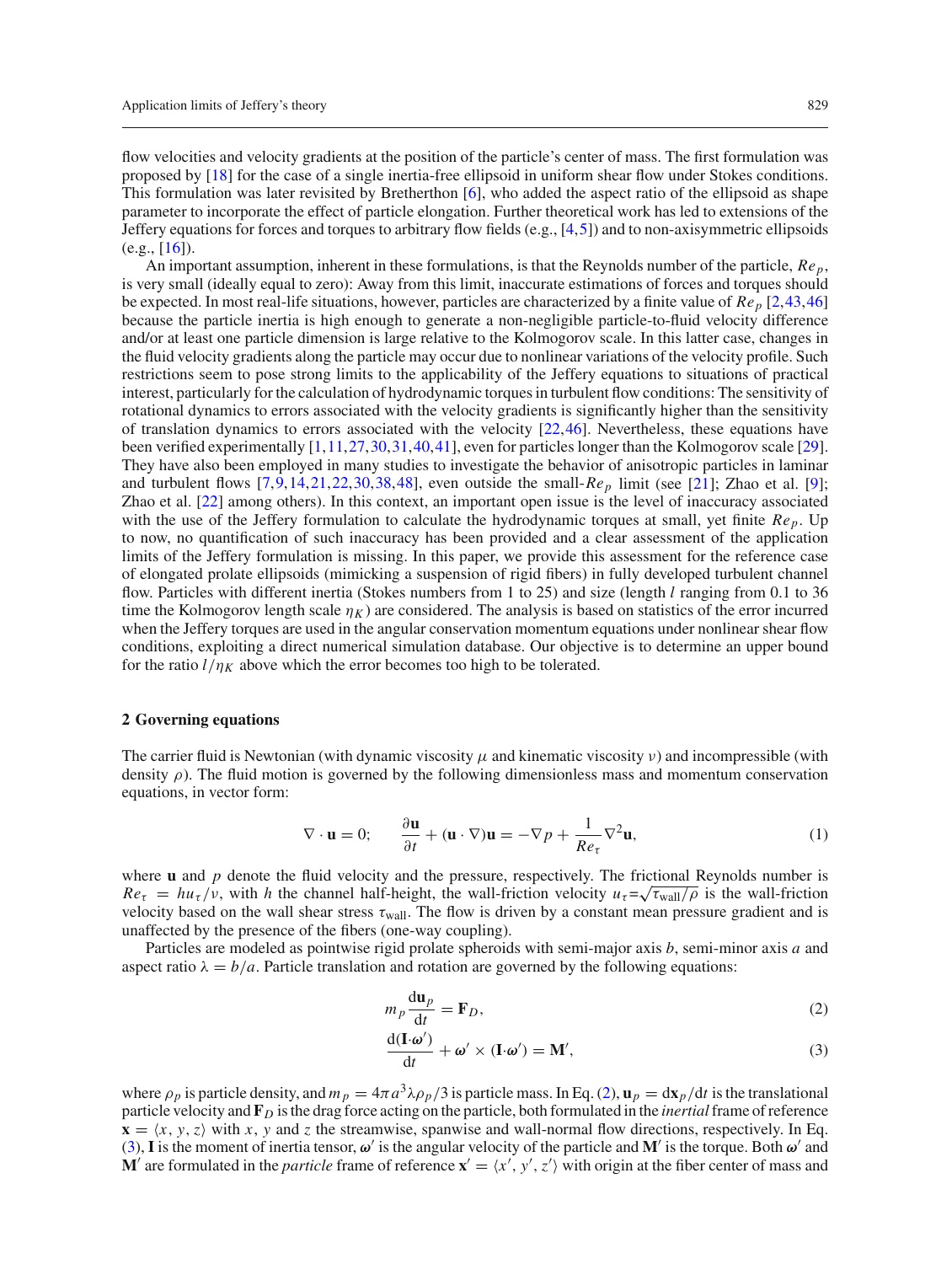flow velocities and velocity gradients at the position of the particle's center of mass. The first formulation was proposed by [18] for the case of a single inertia-free ellipsoid in uniform shear flow under Stokes conditions. This formulation was later revisited by Bretherthon [6], who added the aspect ratio of the ellipsoid as shape parameter to incorporate the effect of particle elongation. Further theoretical work has led to extensions of the Jeffery equations for forces and torques to arbitrary flow fields (e.g., [4,5]) and to non-axisymmetric ellipsoids (e.g., [16]).

An important assumption, inherent in these formulations, is that the Reynolds number of the particle, $Re_p$, is very small (ideally equal to zero): Away from this limit, inaccurate estimations of forces and torques should be expected. In most real-life situations, however, particles are characterized by a finite value of $Re_p$ [2,43,46] because the particle inertia is high enough to generate a non-negligible particle-to-fluid velocity difference and/or at least one particle dimension is large relative to the Kolmogorov scale. In this latter case, changes in the fluid velocity gradients along the particle may occur due to nonlinear variations of the velocity profile. Such restrictions seem to pose strong limits to the applicability of the Jeffery equations to situations of practical interest, particularly for the calculation of hydrodynamic torques in turbulent flow conditions: The sensitivity of rotational dynamics to errors associated with the velocity gradients is significantly higher than the sensitivity of translation dynamics to errors associated with the velocity [22,46]. Nevertheless, these equations have been verified experimentally [1,11,27,30,31,40,41], even for particles longer than the Kolmogorov scale [29]. They have also been employed in many studies to investigate the behavior of anisotropic particles in laminar and turbulent flows [7,9,14,21,22,30,38,48], even outside the small-$Re_p$ limit (see [21]; Zhao et al. [9]; Zhao et al. [22] among others). In this context, an important open issue is the level of inaccuracy associated with the use of the Jeffery formulation to calculate the hydrodynamic torques at small, yet finite $Re_p$. Up to now, no quantification of such inaccuracy has been provided and a clear assessment of the application limits of the Jeffery formulation is missing. In this paper, we provide this assessment for the reference case of elongated prolate ellipsoids (mimicking a suspension of rigid fibers) in fully developed turbulent channel flow. Particles with different inertia (Stokes numbers from 1 to 25) and size (length $l$ ranging from 0.1 to 36 time the Kolmogorov length scale $\eta_K$) are considered. The analysis is based on statistics of the error incurred when the Jeffery torques are used in the angular conservation momentum equations under nonlinear shear flow conditions, exploiting a direct numerical simulation database. Our objective is to determine an upper bound for the ratio $l/\eta_K$ above which the error becomes too high to be tolerated.

## 2 Governing equations

The carrier fluid is Newtonian (with dynamic viscosity $\mu$ and kinematic viscosity $\nu$) and incompressible (with density $\rho$). The fluid motion is governed by the following dimensionless mass and momentum conservation equations, in vector form:

$$\nabla \cdot \mathbf{u} = 0; \qquad \frac{\partial \mathbf{u}}{\partial t} + (\mathbf{u} \cdot \nabla)\mathbf{u} = -\nabla p + \frac{1}{Re_\tau}\nabla^2 \mathbf{u}, \tag{1}$$

where $\mathbf{u}$ and $p$ denote the fluid velocity and the pressure, respectively. The frictional Reynolds number is $Re_\tau = hu_\tau/\nu$, with $h$ the channel half-height, the wall-friction velocity $u_\tau = \sqrt{\tau_{\text{wall}}/\rho}$ is the wall-friction velocity based on the wall shear stress $\tau_{\text{wall}}$. The flow is driven by a constant mean pressure gradient and is unaffected by the presence of the fibers (one-way coupling).

Particles are modeled as pointwise rigid prolate spheroids with semi-major axis $b$, semi-minor axis $a$ and aspect ratio $\lambda = b/a$. Particle translation and rotation are governed by the following equations:

$$m_p \frac{\mathrm{d}\mathbf{u}_p}{\mathrm{d}t} = \mathbf{F}_D, \tag{2}$$

$$\frac{\mathrm{d}(\mathbf{I}\cdot\boldsymbol{\omega}')}{\mathrm{d}t} + \boldsymbol{\omega}' \times (\mathbf{I}\cdot\boldsymbol{\omega}') = \mathbf{M}', \tag{3}$$

where $\rho_p$ is particle density, and $m_p = 4\pi a^3 \lambda \rho_p/3$ is particle mass. In Eq. (2), $\mathbf{u}_p = \mathrm{d}\mathbf{x}_p/\mathrm{d}t$ is the translational particle velocity and $\mathbf{F}_D$ is the drag force acting on the particle, both formulated in the *inertial* frame of reference $\mathbf{x} = \langle x, y, z \rangle$ with $x$, $y$ and $z$ the streamwise, spanwise and wall-normal flow directions, respectively. In Eq. (3), $\mathbf{I}$ is the moment of inertia tensor, $\boldsymbol{\omega}'$ is the angular velocity of the particle and $\mathbf{M}'$ is the torque. Both $\boldsymbol{\omega}'$ and $\mathbf{M}'$ are formulated in the *particle* frame of reference $\mathbf{x}' = \langle x', y', z' \rangle$ with origin at the fiber center of mass and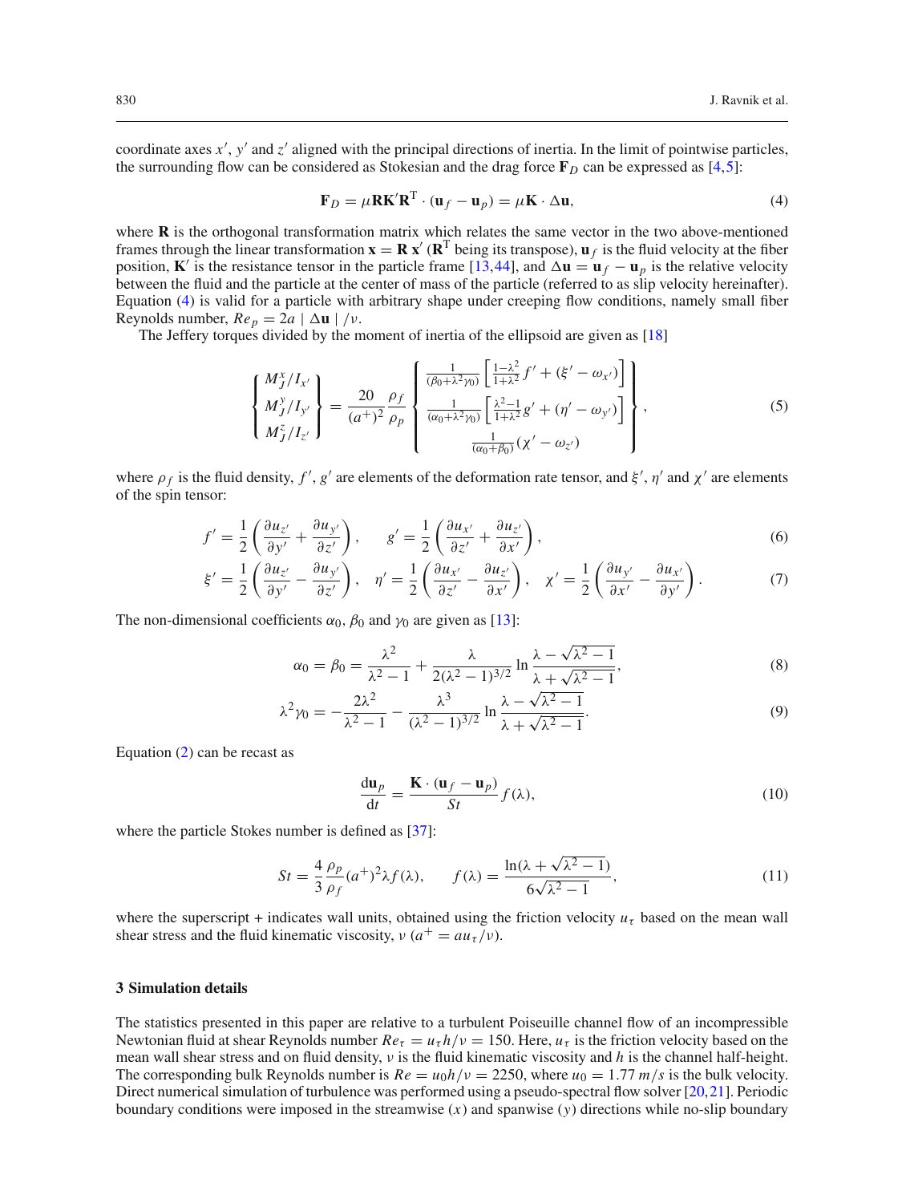coordinate axes $x'$, $y'$ and $z'$ aligned with the principal directions of inertia. In the limit of pointwise particles, the surrounding flow can be considered as Stokesian and the drag force $\mathbf{F}_D$ can be expressed as [4,5]:

$$\mathbf{F}_D = \mu \mathbf{R} \mathbf{K}' \mathbf{R}^{\mathrm{T}} \cdot (\mathbf{u}_f - \mathbf{u}_p) = \mu \mathbf{K} \cdot \Delta \mathbf{u}, \tag{4}$$

where $\mathbf{R}$ is the orthogonal transformation matrix which relates the same vector in the two above-mentioned frames through the linear transformation $\mathbf{x} = \mathbf{R}\,\mathbf{x}'$ ($\mathbf{R}^{\mathrm{T}}$ being its transpose), $\mathbf{u}_f$ is the fluid velocity at the fiber position, $\mathbf{K}'$ is the resistance tensor in the particle frame [13,44], and $\Delta\mathbf{u} = \mathbf{u}_f - \mathbf{u}_p$ is the relative velocity between the fluid and the particle at the center of mass of the particle (referred to as slip velocity hereinafter). Equation (4) is valid for a particle with arbitrary shape under creeping flow conditions, namely small fiber Reynolds number, $Re_p = 2a \mid \Delta\mathbf{u} \mid /\nu$.

The Jeffery torques divided by the moment of inertia of the ellipsoid are given as [18]

$$\left\{ \begin{array}{c} M_J^x / I_{x'} \\ M_J^y / I_{y'} \\ M_J^z / I_{z'} \end{array} \right\} = \frac{20}{(a^+)^2} \frac{\rho_f}{\rho_p} \left\{ \begin{array}{c} \frac{1}{(\beta_0 + \lambda^2 \gamma_0)} \left[ \frac{1-\lambda^2}{1+\lambda^2} f' + (\xi' - \omega_{x'}) \right] \\ \frac{1}{(\alpha_0 + \lambda^2 \gamma_0)} \left[ \frac{\lambda^2-1}{1+\lambda^2} g' + (\eta' - \omega_{y'}) \right] \\ \frac{1}{(\alpha_0 + \beta_0)} (\chi' - \omega_{z'}) \end{array} \right\}, \tag{5}$$

where $\rho_f$ is the fluid density, $f'$, $g'$ are elements of the deformation rate tensor, and $\xi'$, $\eta'$ and $\chi'$ are elements of the spin tensor:

$$f' = \frac{1}{2}\left( \frac{\partial u_{z'}}{\partial y'} + \frac{\partial u_{y'}}{\partial z'} \right), \qquad g' = \frac{1}{2}\left( \frac{\partial u_{x'}}{\partial z'} + \frac{\partial u_{z'}}{\partial x'} \right), \tag{6}$$

$$\xi' = \frac{1}{2}\left( \frac{\partial u_{z'}}{\partial y'} - \frac{\partial u_{y'}}{\partial z'} \right), \quad \eta' = \frac{1}{2}\left( \frac{\partial u_{x'}}{\partial z'} - \frac{\partial u_{z'}}{\partial x'} \right), \quad \chi' = \frac{1}{2}\left( \frac{\partial u_{y'}}{\partial x'} - \frac{\partial u_{x'}}{\partial y'} \right). \tag{7}$$

The non-dimensional coefficients $\alpha_0$, $\beta_0$ and $\gamma_0$ are given as [13]:

$$\alpha_0 = \beta_0 = \frac{\lambda^2}{\lambda^2 - 1} + \frac{\lambda}{2(\lambda^2-1)^{3/2}} \ln \frac{\lambda - \sqrt{\lambda^2-1}}{\lambda + \sqrt{\lambda^2-1}}, \tag{8}$$

$$\lambda^2 \gamma_0 = -\frac{2\lambda^2}{\lambda^2 - 1} - \frac{\lambda^3}{(\lambda^2-1)^{3/2}} \ln \frac{\lambda - \sqrt{\lambda^2-1}}{\lambda + \sqrt{\lambda^2-1}}. \tag{9}$$

Equation (2) can be recast as

$$\frac{\mathrm{d}\mathbf{u}_p}{\mathrm{d}t} = \frac{\mathbf{K} \cdot (\mathbf{u}_f - \mathbf{u}_p)}{St} f(\lambda), \tag{10}$$

where the particle Stokes number is defined as [37]:

$$St = \frac{4}{3} \frac{\rho_p}{\rho_f} (a^+)^2 \lambda f(\lambda), \qquad f(\lambda) = \frac{\ln(\lambda + \sqrt{\lambda^2-1})}{6\sqrt{\lambda^2-1}}, \tag{11}$$

where the superscript + indicates wall units, obtained using the friction velocity $u_\tau$ based on the mean wall shear stress and the fluid kinematic viscosity, $\nu$ ($a^+ = a u_\tau / \nu$).

## 3 Simulation details

The statistics presented in this paper are relative to a turbulent Poiseuille channel flow of an incompressible Newtonian fluid at shear Reynolds number $Re_\tau = u_\tau h/\nu = 150$. Here, $u_\tau$ is the friction velocity based on the mean wall shear stress and on fluid density, $\nu$ is the fluid kinematic viscosity and $h$ is the channel half-height. The corresponding bulk Reynolds number is $Re = u_0 h/\nu = 2250$, where $u_0 = 1.77\ m/s$ is the bulk velocity. Direct numerical simulation of turbulence was performed using a pseudo-spectral flow solver [20,21]. Periodic boundary conditions were imposed in the streamwise ($x$) and spanwise ($y$) directions while no-slip boundary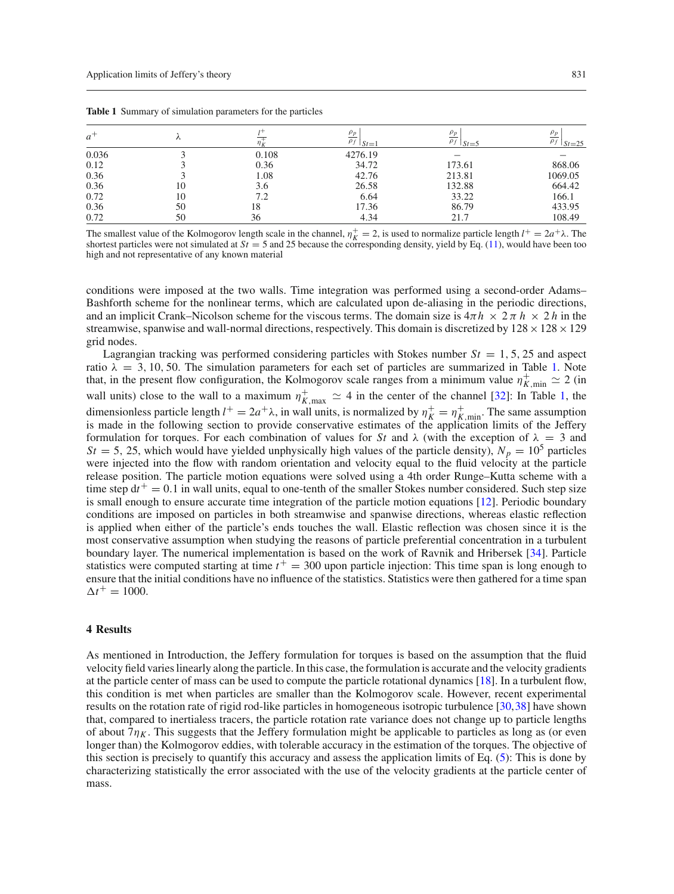**Table 1** Summary of simulation parameters for the particles

| $a^+$ | $\lambda$ | $\frac{l^+}{\eta_K^+}$ | $\frac{\rho_p}{\rho_f}\Big\|_{St=1}$ | $\frac{\rho_p}{\rho_f}\Big\|_{St=5}$ | $\frac{\rho_p}{\rho_f}\Big\|_{St=25}$ |
|---|---|---|---|---|---|
| 0.036 | 3 | 0.108 | 4276.19 | – | – |
| 0.12 | 3 | 0.36 | 34.72 | 173.61 | 868.06 |
| 0.36 | 3 | 1.08 | 42.76 | 213.81 | 1069.05 |
| 0.36 | 10 | 3.6 | 26.58 | 132.88 | 664.42 |
| 0.72 | 10 | 7.2 | 6.64 | 33.22 | 166.1 |
| 0.36 | 50 | 18 | 17.36 | 86.79 | 433.95 |
| 0.72 | 50 | 36 | 4.34 | 21.7 | 108.49 |

The smallest value of the Kolmogorov length scale in the channel, $\eta_K^+ = 2$, is used to normalize particle length $l^+ = 2a^+\lambda$. The shortest particles were not simulated at $St = 5$ and 25 because the corresponding density, yield by Eq. (11), would have been too high and not representative of any known material

conditions were imposed at the two walls. Time integration was performed using a second-order Adams–Bashforth scheme for the nonlinear terms, which are calculated upon de-aliasing in the periodic directions, and an implicit Crank–Nicolson scheme for the viscous terms. The domain size is $4\pi h \times 2\pi h \times 2h$ in the streamwise, spanwise and wall-normal directions, respectively. This domain is discretized by $128 \times 128 \times 129$ grid nodes.

Lagrangian tracking was performed considering particles with Stokes number $St = 1, 5, 25$ and aspect ratio $\lambda = 3, 10, 50$. The simulation parameters for each set of particles are summarized in Table 1. Note that, in the present flow configuration, the Kolmogorov scale ranges from a minimum value $\eta_{K,\min}^+ \simeq 2$ (in wall units) close to the wall to a maximum $\eta_{K,\max}^+ \simeq 4$ in the center of the channel [32]: In Table 1, the dimensionless particle length $l^+ = 2a^+\lambda$, in wall units, is normalized by $\eta_K^+ = \eta_{K,\min}^+$. The same assumption is made in the following section to provide conservative estimates of the application limits of the Jeffery formulation for torques. For each combination of values for $St$ and $\lambda$ (with the exception of $\lambda = 3$ and $St = 5, 25$, which would have yielded unphysically high values of the particle density), $N_p = 10^5$ particles were injected into the flow with random orientation and velocity equal to the fluid velocity at the particle release position. The particle motion equations were solved using a 4th order Runge–Kutta scheme with a time step $dt^+ = 0.1$ in wall units, equal to one-tenth of the smaller Stokes number considered. Such step size is small enough to ensure accurate time integration of the particle motion equations [12]. Periodic boundary conditions are imposed on particles in both streamwise and spanwise directions, whereas elastic reflection is applied when either of the particle's ends touches the wall. Elastic reflection was chosen since it is the most conservative assumption when studying the reasons of particle preferential concentration in a turbulent boundary layer. The numerical implementation is based on the work of Ravnik and Hribersek [34]. Particle statistics were computed starting at time $t^+ = 300$ upon particle injection: This time span is long enough to ensure that the initial conditions have no influence of the statistics. Statistics were then gathered for a time span $\Delta t^+ = 1000$.

## 4 Results

As mentioned in Introduction, the Jeffery formulation for torques is based on the assumption that the fluid velocity field varies linearly along the particle. In this case, the formulation is accurate and the velocity gradients at the particle center of mass can be used to compute the particle rotational dynamics [18]. In a turbulent flow, this condition is met when particles are smaller than the Kolmogorov scale. However, recent experimental results on the rotation rate of rigid rod-like particles in homogeneous isotropic turbulence [30,38] have shown that, compared to inertialess tracers, the particle rotation rate variance does not change up to particle lengths of about $7\eta_K$. This suggests that the Jeffery formulation might be applicable to particles as long as (or even longer than) the Kolmogorov eddies, with tolerable accuracy in the estimation of the torques. The objective of this section is precisely to quantify this accuracy and assess the application limits of Eq. (5): This is done by characterizing statistically the error associated with the use of the velocity gradients at the particle center of mass.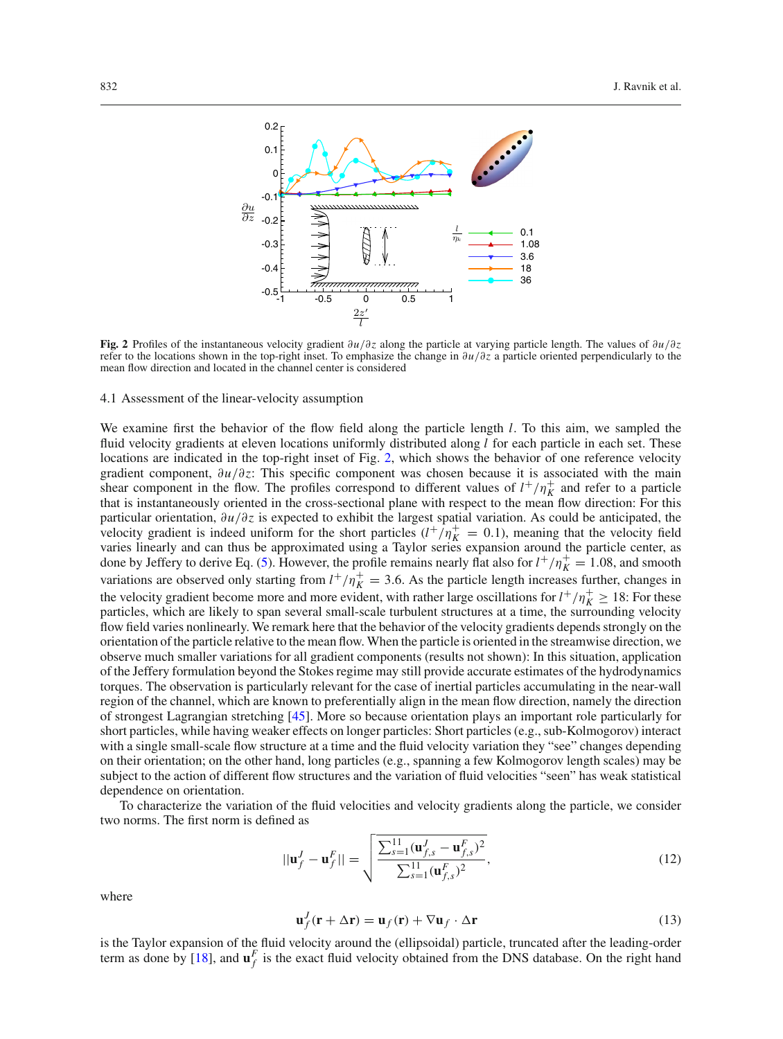**Fig. 2** Profiles of the instantaneous velocity gradient $\partial u/\partial z$ along the particle at varying particle length. The values of $\partial u/\partial z$ refer to the locations shown in the top-right inset. To emphasize the change in $\partial u/\partial z$ a particle oriented perpendicularly to the mean flow direction and located in the channel center is considered

### 4.1 Assessment of the linear-velocity assumption

We examine first the behavior of the flow field along the particle length $l$. To this aim, we sampled the fluid velocity gradients at eleven locations uniformly distributed along $l$ for each particle in each set. These locations are indicated in the top-right inset of Fig. 2, which shows the behavior of one reference velocity gradient component, $\partial u/\partial z$: This specific component was chosen because it is associated with the main shear component in the flow. The profiles correspond to different values of $l^+/\eta_K^+$ and refer to a particle that is instantaneously oriented in the cross-sectional plane with respect to the mean flow direction: For this particular orientation, $\partial u/\partial z$ is expected to exhibit the largest spatial variation. As could be anticipated, the velocity gradient is indeed uniform for the short particles ($l^+/\eta_K^+ = 0.1$), meaning that the velocity field varies linearly and can thus be approximated using a Taylor series expansion around the particle center, as done by Jeffery to derive Eq. (5). However, the profile remains nearly flat also for $l^+/\eta_K^+ = 1.08$, and smooth variations are observed only starting from $l^+/\eta_K^+ = 3.6$. As the particle length increases further, changes in the velocity gradient become more and more evident, with rather large oscillations for $l^+/\eta_K^+ \geq 18$: For these particles, which are likely to span several small-scale turbulent structures at a time, the surrounding velocity flow field varies nonlinearly. We remark here that the behavior of the velocity gradients depends strongly on the orientation of the particle relative to the mean flow. When the particle is oriented in the streamwise direction, we observe much smaller variations for all gradient components (results not shown): In this situation, application of the Jeffery formulation beyond the Stokes regime may still provide accurate estimates of the hydrodynamics torques. The observation is particularly relevant for the case of inertial particles accumulating in the near-wall region of the channel, which are known to preferentially align in the mean flow direction, namely the direction of strongest Lagrangian stretching [45]. More so because orientation plays an important role particularly for short particles, while having weaker effects on longer particles: Short particles (e.g., sub-Kolmogorov) interact with a single small-scale flow structure at a time and the fluid velocity variation they "see" changes depending on their orientation; on the other hand, long particles (e.g., spanning a few Kolmogorov length scales) may be subject to the action of different flow structures and the variation of fluid velocities "seen" has weak statistical dependence on orientation.

To characterize the variation of the fluid velocities and velocity gradients along the particle, we consider two norms. The first norm is defined as

$$||\mathbf{u}_f^J - \mathbf{u}_f^F|| = \sqrt{\frac{\sum_{s=1}^{11}(\mathbf{u}_{f,s}^J - \mathbf{u}_{f,s}^F)^2}{\sum_{s=1}^{11}(\mathbf{u}_{f,s}^F)^2}}, \tag{12}$$

where

$$\mathbf{u}_f^J(\mathbf{r} + \Delta\mathbf{r}) = \mathbf{u}_f(\mathbf{r}) + \nabla\mathbf{u}_f \cdot \Delta\mathbf{r} \tag{13}$$

is the Taylor expansion of the fluid velocity around the (ellipsoidal) particle, truncated after the leading-order term as done by [18], and $\mathbf{u}_f^F$ is the exact fluid velocity obtained from the DNS database. On the right hand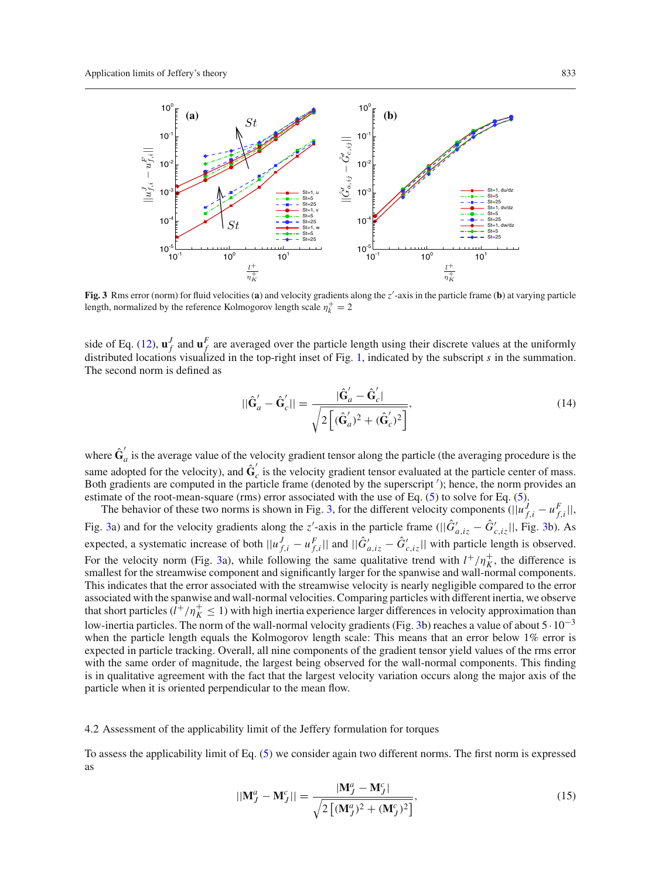**Fig. 3** Rms error (norm) for fluid velocities (**a**) and velocity gradients along the $z'$-axis in the particle frame (**b**) at varying particle length, normalized by the reference Kolmogorov length scale $\eta_k^+ = 2$

side of Eq. (12), $\mathbf{u}_f^J$ and $\mathbf{u}_f^F$ are averaged over the particle length using their discrete values at the uniformly distributed locations visualized in the top-right inset of Fig. 1, indicated by the subscript $s$ in the summation. The second norm is defined as

$$||\hat{\mathbf{G}}_a' - \hat{\mathbf{G}}_c'|| = \frac{|\hat{\mathbf{G}}_a' - \hat{\mathbf{G}}_c'|}{\sqrt{2\left[(\hat{\mathbf{G}}_a')^2 + (\hat{\mathbf{G}}_c')^2\right]}}, \tag{14}$$

where $\hat{\mathbf{G}}_a'$ is the average value of the velocity gradient tensor along the particle (the averaging procedure is the same adopted for the velocity), and $\hat{\mathbf{G}}_c'$ is the velocity gradient tensor evaluated at the particle center of mass. Both gradients are computed in the particle frame (denoted by the superscript $'$); hence, the norm provides an estimate of the root-mean-square (rms) error associated with the use of Eq. (5) to solve for Eq. (5).

The behavior of these two norms is shown in Fig. 3, for the different velocity components ($||u_{f,i}^J - u_{f,i}^F||$, Fig. 3a) and for the velocity gradients along the $z'$-axis in the particle frame ($||\hat{G}_{a,iz}' - \hat{G}_{c,iz}'||$, Fig. 3b). As expected, a systematic increase of both $||u_{f,i}^J - u_{f,i}^F||$ and $||\hat{G}_{a,iz}' - \hat{G}_{c,iz}'||$ with particle length is observed. For the velocity norm (Fig. 3a), while following the same qualitative trend with $l^+/\eta_K^+$, the difference is smallest for the streamwise component and significantly larger for the spanwise and wall-normal components. This indicates that the error associated with the streamwise velocity is nearly negligible compared to the error associated with the spanwise and wall-normal velocities. Comparing particles with different inertia, we observe that short particles ($l^+/\eta_K^+ \leq 1$) with high inertia experience larger differences in velocity approximation than low-inertia particles. The norm of the wall-normal velocity gradients (Fig. 3b) reaches a value of about $5 \cdot 10^{-3}$ when the particle length equals the Kolmogorov length scale: This means that an error below 1% error is expected in particle tracking. Overall, all nine components of the gradient tensor yield values of the rms error with the same order of magnitude, the largest being observed for the wall-normal components. This finding is in qualitative agreement with the fact that the largest velocity variation occurs along the major axis of the particle when it is oriented perpendicular to the mean flow.

### 4.2 Assessment of the applicability limit of the Jeffery formulation for torques

To assess the applicability limit of Eq. (5) we consider again two different norms. The first norm is expressed as

$$||\mathbf{M}_J^a - \mathbf{M}_J^c|| = \frac{|\mathbf{M}_J^a - \mathbf{M}_J^c|}{\sqrt{2\left[(\mathbf{M}_J^a)^2 + (\mathbf{M}_J^c)^2\right]}}, \tag{15}$$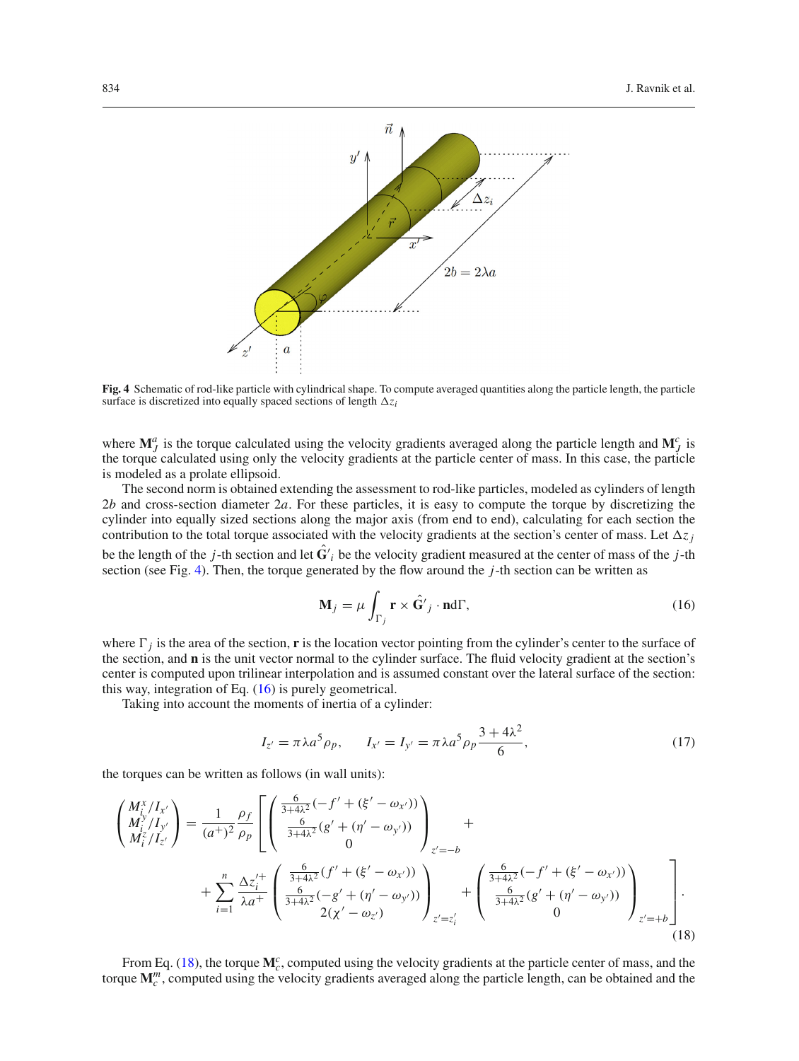Fig. 4 Schematic of rod-like particle with cylindrical shape. To compute averaged quantities along the particle length, the particle surface is discretized into equally spaced sections of length $\Delta z_i$

where $\mathbf{M}_J^a$ is the torque calculated using the velocity gradients averaged along the particle length and $\mathbf{M}_J^c$ is the torque calculated using only the velocity gradients at the particle center of mass. In this case, the particle is modeled as a prolate ellipsoid.

The second norm is obtained extending the assessment to rod-like particles, modeled as cylinders of length $2b$ and cross-section diameter $2a$. For these particles, it is easy to compute the torque by discretizing the cylinder into equally sized sections along the major axis (from end to end), calculating for each section the contribution to the total torque associated with the velocity gradients at the section's center of mass. Let $\Delta z_j$ be the length of the $j$-th section and let $\hat{\mathbf{G}}'_i$ be the velocity gradient measured at the center of mass of the $j$-th section (see Fig. 4). Then, the torque generated by the flow around the $j$-th section can be written as

$$\mathbf{M}_j = \mu \int_{\Gamma_j} \mathbf{r} \times \hat{\mathbf{G}}'_j \cdot \mathbf{n} \mathrm{d}\Gamma, \tag{16}$$

where $\Gamma_j$ is the area of the section, $\mathbf{r}$ is the location vector pointing from the cylinder's center to the surface of the section, and $\mathbf{n}$ is the unit vector normal to the cylinder surface. The fluid velocity gradient at the section's center is computed upon trilinear interpolation and is assumed constant over the lateral surface of the section: this way, integration of Eq. (16) is purely geometrical.

Taking into account the moments of inertia of a cylinder:

$$I_{z'} = \pi \lambda a^5 \rho_p, \qquad I_{x'} = I_{y'} = \pi \lambda a^5 \rho_p \frac{3 + 4\lambda^2}{6}, \tag{17}$$

the torques can be written as follows (in wall units):

$$\begin{pmatrix} M_i^x / I_{x'} \\ M_i^y / I_{y'} \\ M_i^z / I_{z'} \end{pmatrix} = \frac{1}{(a^+)^2} \frac{\rho_f}{\rho_p} \left[ \begin{pmatrix} \frac{6}{3+4\lambda^2}(-f' + (\xi' - \omega_{x'})) \\ \frac{6}{3+4\lambda^2}(g' + (\eta' - \omega_{y'})) \\ 0 \end{pmatrix}_{z'=-b} + \right.$$
$$\left. + \sum_{i=1}^{n} \frac{\Delta z_i'^+}{\lambda a^+} \begin{pmatrix} \frac{6}{3+4\lambda^2}(f' + (\xi' - \omega_{x'})) \\ \frac{6}{3+4\lambda^2}(-g' + (\eta' - \omega_{y'})) \\ 2(\chi' - \omega_{z'}) \end{pmatrix}_{z'=z_i'} + \begin{pmatrix} \frac{6}{3+4\lambda^2}(-f' + (\xi' - \omega_{x'})) \\ \frac{6}{3+4\lambda^2}(g' + (\eta' - \omega_{y'})) \\ 0 \end{pmatrix}_{z'=+b} \right]. \tag{18}$$

From Eq. (18), the torque $\mathbf{M}_c^c$, computed using the velocity gradients at the particle center of mass, and the torque $\mathbf{M}_c^m$, computed using the velocity gradients averaged along the particle length, can be obtained and the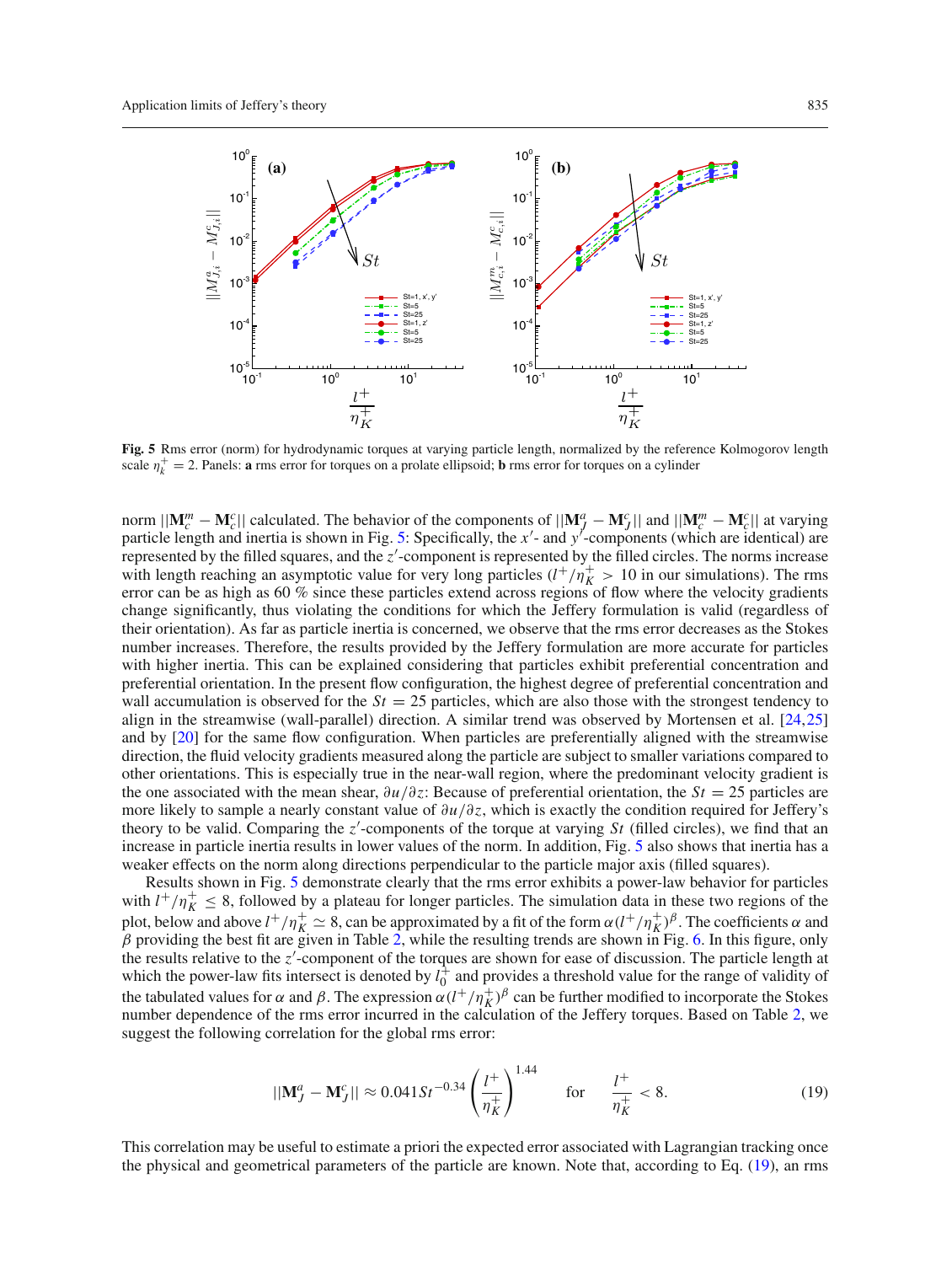**Fig. 5** Rms error (norm) for hydrodynamic torques at varying particle length, normalized by the reference Kolmogorov length scale $\eta_k^+ = 2$. Panels: **a** rms error for torques on a prolate ellipsoid; **b** rms error for torques on a cylinder

norm $||\mathbf{M}_c^m - \mathbf{M}_c^c||$ calculated. The behavior of the components of $||\mathbf{M}_J^a - \mathbf{M}_J^c||$ and $||\mathbf{M}_c^m - \mathbf{M}_c^c||$ at varying particle length and inertia is shown in Fig. 5: Specifically, the $x'$- and $y'$-components (which are identical) are represented by the filled squares, and the $z'$-component is represented by the filled circles. The norms increase with length reaching an asymptotic value for very long particles ($l^+/\eta_K^+ > 10$ in our simulations). The rms error can be as high as 60 % since these particles extend across regions of flow where the velocity gradients change significantly, thus violating the conditions for which the Jeffery formulation is valid (regardless of their orientation). As far as particle inertia is concerned, we observe that the rms error decreases as the Stokes number increases. Therefore, the results provided by the Jeffery formulation are more accurate for particles with higher inertia. This can be explained considering that particles exhibit preferential concentration and preferential orientation. In the present flow configuration, the highest degree of preferential concentration and wall accumulation is observed for the $St = 25$ particles, which are also those with the strongest tendency to align in the streamwise (wall-parallel) direction. A similar trend was observed by Mortensen et al. [24,25] and by [20] for the same flow configuration. When particles are preferentially aligned with the streamwise direction, the fluid velocity gradients measured along the particle are subject to smaller variations compared to other orientations. This is especially true in the near-wall region, where the predominant velocity gradient is the one associated with the mean shear, $\partial u/\partial z$: Because of preferential orientation, the $St = 25$ particles are more likely to sample a nearly constant value of $\partial u/\partial z$, which is exactly the condition required for Jeffery's theory to be valid. Comparing the $z'$-components of the torque at varying $St$ (filled circles), we find that an increase in particle inertia results in lower values of the norm. In addition, Fig. 5 also shows that inertia has a weaker effects on the norm along directions perpendicular to the particle major axis (filled squares).

Results shown in Fig. 5 demonstrate clearly that the rms error exhibits a power-law behavior for particles with $l^+/\eta_K^+ \leq 8$, followed by a plateau for longer particles. The simulation data in these two regions of the plot, below and above $l^+/\eta_K^+ \simeq 8$, can be approximated by a fit of the form $\alpha(l^+/\eta_K^+)^\beta$. The coefficients $\alpha$ and $\beta$ providing the best fit are given in Table 2, while the resulting trends are shown in Fig. 6. In this figure, only the results relative to the $z'$-component of the torques are shown for ease of discussion. The particle length at which the power-law fits intersect is denoted by $l_0^+$ and provides a threshold value for the range of validity of the tabulated values for $\alpha$ and $\beta$. The expression $\alpha(l^+/\eta_K^+)^\beta$ can be further modified to incorporate the Stokes number dependence of the rms error incurred in the calculation of the Jeffery torques. Based on Table 2, we suggest the following correlation for the global rms error:

$$||\mathbf{M}_J^a - \mathbf{M}_J^c|| \approx 0.041 St^{-0.34} \left(\frac{l^+}{\eta_K^+}\right)^{1.44} \quad \text{for} \quad \frac{l^+}{\eta_K^+} < 8. \tag{19}$$

This correlation may be useful to estimate a priori the expected error associated with Lagrangian tracking once the physical and geometrical parameters of the particle are known. Note that, according to Eq. (19), an rms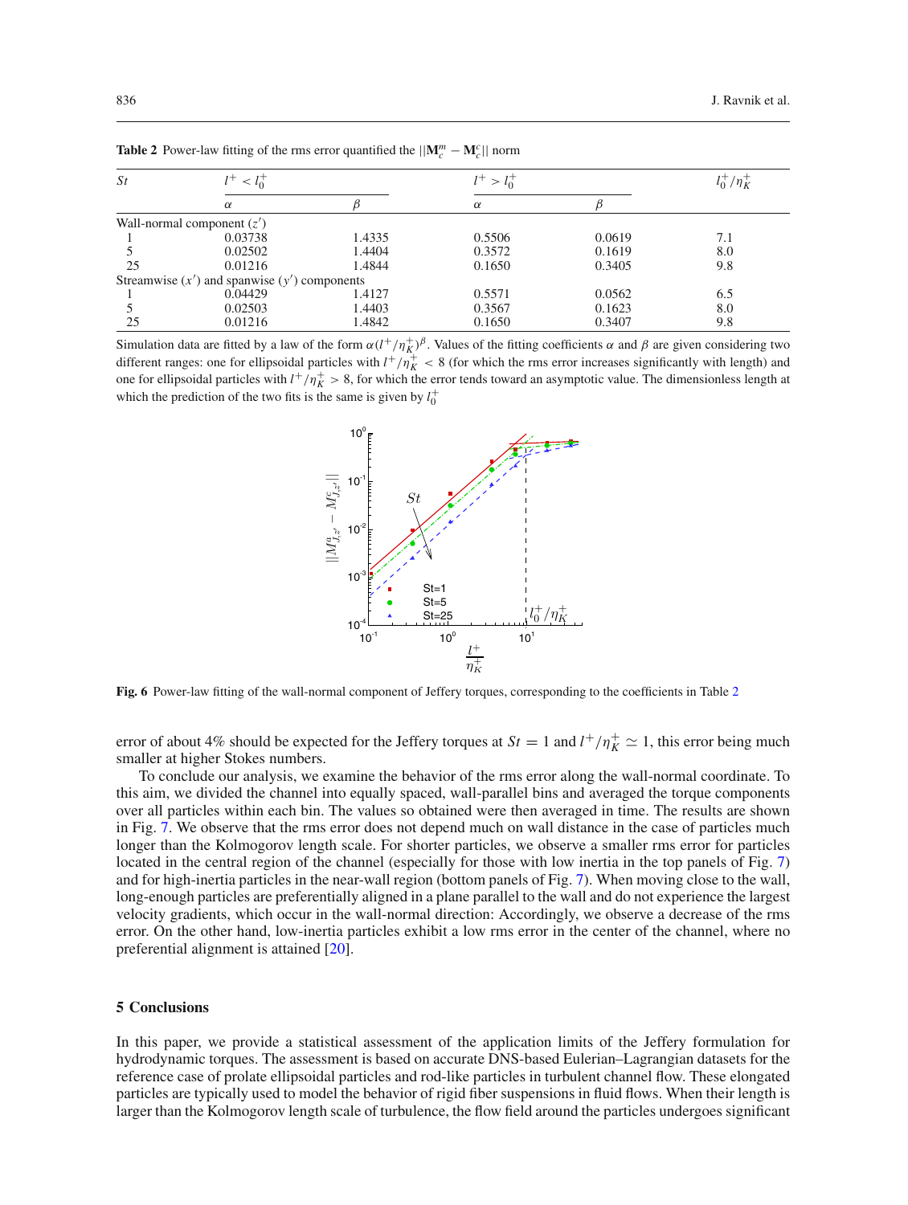**Table 2** Power-law fitting of the rms error quantified the $||\mathbf{M}_c^m - \mathbf{M}_c^c||$ norm

| $St$ | $l^+ < l_0^+$ | | $l^+ > l_0^+$ | | $l_0^+/\eta_K^+$ |
|---|---|---|---|---|---|
| | $\alpha$ | $\beta$ | $\alpha$ | $\beta$ | |
| Wall-normal component ($z'$) | | | | | |
| 1 | 0.03738 | 1.4335 | 0.5506 | 0.0619 | 7.1 |
| 5 | 0.02502 | 1.4404 | 0.3572 | 0.1619 | 8.0 |
| 25 | 0.01216 | 1.4844 | 0.1650 | 0.3405 | 9.8 |
| Streamwise ($x'$) and spanwise ($y'$) components | | | | | |
| 1 | 0.04429 | 1.4127 | 0.5571 | 0.0562 | 6.5 |
| 5 | 0.02503 | 1.4403 | 0.3567 | 0.1623 | 8.0 |
| 25 | 0.01216 | 1.4842 | 0.1650 | 0.3407 | 9.8 |

Simulation data are fitted by a law of the form $\alpha(l^+/\eta_K^+)^\beta$. Values of the fitting coefficients $\alpha$ and $\beta$ are given considering two different ranges: one for ellipsoidal particles with $l^+/\eta_K^+ < 8$ (for which the rms error increases significantly with length) and one for ellipsoidal particles with $l^+/\eta_K^+ > 8$, for which the error tends toward an asymptotic value. The dimensionless length at which the prediction of the two fits is the same is given by $l_0^+$

**Fig. 6** Power-law fitting of the wall-normal component of Jeffery torques, corresponding to the coefficients in Table 2

error of about 4% should be expected for the Jeffery torques at $St = 1$ and $l^+/\eta_K^+ \simeq 1$, this error being much smaller at higher Stokes numbers.

To conclude our analysis, we examine the behavior of the rms error along the wall-normal coordinate. To this aim, we divided the channel into equally spaced, wall-parallel bins and averaged the torque components over all particles within each bin. The values so obtained were then averaged in time. The results are shown in Fig. 7. We observe that the rms error does not depend much on wall distance in the case of particles much longer than the Kolmogorov length scale. For shorter particles, we observe a smaller rms error for particles located in the central region of the channel (especially for those with low inertia in the top panels of Fig. 7) and for high-inertia particles in the near-wall region (bottom panels of Fig. 7). When moving close to the wall, long-enough particles are preferentially aligned in a plane parallel to the wall and do not experience the largest velocity gradients, which occur in the wall-normal direction: Accordingly, we observe a decrease of the rms error. On the other hand, low-inertia particles exhibit a low rms error in the center of the channel, where no preferential alignment is attained [20].

## 5 Conclusions

In this paper, we provide a statistical assessment of the application limits of the Jeffery formulation for hydrodynamic torques. The assessment is based on accurate DNS-based Eulerian–Lagrangian datasets for the reference case of prolate ellipsoidal particles and rod-like particles in turbulent channel flow. These elongated particles are typically used to model the behavior of rigid fiber suspensions in fluid flows. When their length is larger than the Kolmogorov length scale of turbulence, the flow field around the particles undergoes significant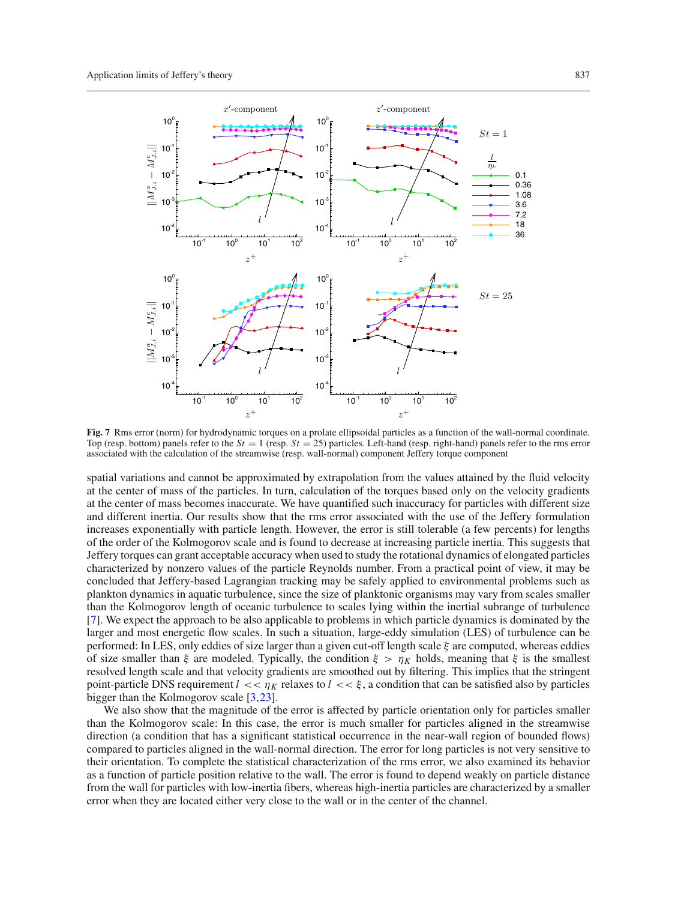**Fig. 7** Rms error (norm) for hydrodynamic torques on a prolate ellipsoidal particles as a function of the wall-normal coordinate. Top (resp. bottom) panels refer to the $St = 1$ (resp. $St = 25$) particles. Left-hand (resp. right-hand) panels refer to the rms error associated with the calculation of the streamwise (resp. wall-normal) component Jeffery torque component

spatial variations and cannot be approximated by extrapolation from the values attained by the fluid velocity at the center of mass of the particles. In turn, calculation of the torques based only on the velocity gradients at the center of mass becomes inaccurate. We have quantified such inaccuracy for particles with different size and different inertia. Our results show that the rms error associated with the use of the Jeffery formulation increases exponentially with particle length. However, the error is still tolerable (a few percents) for lengths of the order of the Kolmogorov scale and is found to decrease at increasing particle inertia. This suggests that Jeffery torques can grant acceptable accuracy when used to study the rotational dynamics of elongated particles characterized by nonzero values of the particle Reynolds number. From a practical point of view, it may be concluded that Jeffery-based Lagrangian tracking may be safely applied to environmental problems such as plankton dynamics in aquatic turbulence, since the size of planktonic organisms may vary from scales smaller than the Kolmogorov length of oceanic turbulence to scales lying within the inertial subrange of turbulence [7]. We expect the approach to be also applicable to problems in which particle dynamics is dominated by the larger and most energetic flow scales. In such a situation, large-eddy simulation (LES) of turbulence can be performed: In LES, only eddies of size larger than a given cut-off length scale $\xi$ are computed, whereas eddies of size smaller than $\xi$ are modeled. Typically, the condition $\xi > \eta_K$ holds, meaning that $\xi$ is the smallest resolved length scale and that velocity gradients are smoothed out by filtering. This implies that the stringent point-particle DNS requirement $l << \eta_K$ relaxes to $l << \xi$, a condition that can be satisfied also by particles bigger than the Kolmogorov scale [3,23].

We also show that the magnitude of the error is affected by particle orientation only for particles smaller than the Kolmogorov scale: In this case, the error is much smaller for particles aligned in the streamwise direction (a condition that has a significant statistical occurrence in the near-wall region of bounded flows) compared to particles aligned in the wall-normal direction. The error for long particles is not very sensitive to their orientation. To complete the statistical characterization of the rms error, we also examined its behavior as a function of particle position relative to the wall. The error is found to depend weakly on particle distance from the wall for particles with low-inertia fibers, whereas high-inertia particles are characterized by a smaller error when they are located either very close to the wall or in the center of the channel.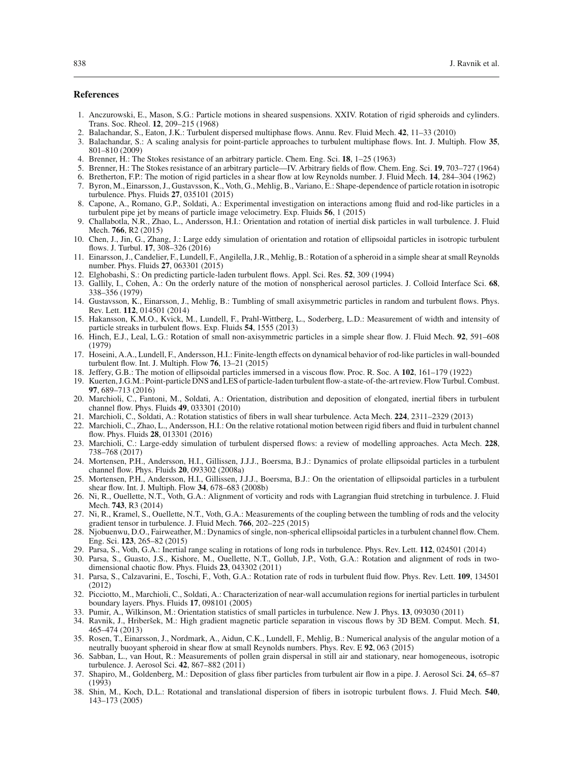## References

1. Anczurowski, E., Mason, S.G.: Particle motions in sheared suspensions. XXIV. Rotation of rigid spheroids and cylinders. Trans. Soc. Rheol. **12**, 209–215 (1968)
2. Balachandar, S., Eaton, J.K.: Turbulent dispersed multiphase flows. Annu. Rev. Fluid Mech. **42**, 11–33 (2010)
3. Balachandar, S.: A scaling analysis for point-particle approaches to turbulent multiphase flows. Int. J. Multiph. Flow **35**, 801–810 (2009)
4. Brenner, H.: The Stokes resistance of an arbitrary particle. Chem. Eng. Sci. **18**, 1–25 (1963)
5. Brenner, H.: The Stokes resistance of an arbitrary particle—IV. Arbitrary fields of flow. Chem. Eng. Sci. **19**, 703–727 (1964)
6. Bretherton, F.P.: The motion of rigid particles in a shear flow at low Reynolds number. J. Fluid Mech. **14**, 284–304 (1962)
7. Byron, M., Einarsson, J., Gustavsson, K., Voth, G., Mehlig, B., Variano, E.: Shape-dependence of particle rotation in isotropic turbulence. Phys. Fluids **27**, 035101 (2015)
8. Capone, A., Romano, G.P., Soldati, A.: Experimental investigation on interactions among fluid and rod-like particles in a turbulent pipe jet by means of particle image velocimetry. Exp. Fluids **56**, 1 (2015)
9. Challabotla, N.R., Zhao, L., Andersson, H.I.: Orientation and rotation of inertial disk particles in wall turbulence. J. Fluid Mech. **766**, R2 (2015)
10. Chen, J., Jin, G., Zhang, J.: Large eddy simulation of orientation and rotation of ellipsoidal particles in isotropic turbulent flows. J. Turbul. **17**, 308–326 (2016)
11. Einarsson, J., Candelier, F., Lundell, F., Angilella, J.R., Mehlig, B.: Rotation of a spheroid in a simple shear at small Reynolds number. Phys. Fluids **27**, 063301 (2015)
12. Elghobashi, S.: On predicting particle-laden turbulent flows. Appl. Sci. Res. **52**, 309 (1994)
13. Gallily, I., Cohen, A.: On the orderly nature of the motion of nonspherical aerosol particles. J. Colloid Interface Sci. **68**, 338–356 (1979)
14. Gustavsson, K., Einarsson, J., Mehlig, B.: Tumbling of small axisymmetric particles in random and turbulent flows. Phys. Rev. Lett. **112**, 014501 (2014)
15. Hakansson, K.M.O., Kvick, M., Lundell, F., Prahl-Wittberg, L., Soderberg, L.D.: Measurement of width and intensity of particle streaks in turbulent flows. Exp. Fluids **54**, 1555 (2013)
16. Hinch, E.J., Leal, L.G.: Rotation of small non-axisymmetric particles in a simple shear flow. J. Fluid Mech. **92**, 591–608 (1979)
17. Hoseini, A.A., Lundell, F., Andersson, H.I.: Finite-length effects on dynamical behavior of rod-like particles in wall-bounded turbulent flow. Int. J. Multiph. Flow **76**, 13–21 (2015)
18. Jeffery, G.B.: The motion of ellipsoidal particles immersed in a viscous flow. Proc. R. Soc. A **102**, 161–179 (1922)
19. Kuerten, J.G.M.: Point-particle DNS and LES of particle-laden turbulent flow-a state-of-the-art review. Flow Turbul. Combust. **97**, 689–713 (2016)
20. Marchioli, C., Fantoni, M., Soldati, A.: Orientation, distribution and deposition of elongated, inertial fibers in turbulent channel flow. Phys. Fluids **49**, 033301 (2010)
21. Marchioli, C., Soldati, A.: Rotation statistics of fibers in wall shear turbulence. Acta Mech. **224**, 2311–2329 (2013)
22. Marchioli, C., Zhao, L., Andersson, H.I.: On the relative rotational motion between rigid fibers and fluid in turbulent channel flow. Phys. Fluids **28**, 013301 (2016)
23. Marchioli, C.: Large-eddy simulation of turbulent dispersed flows: a review of modelling approaches. Acta Mech. **228**, 738–768 (2017)
24. Mortensen, P.H., Andersson, H.I., Gillissen, J.J.J., Boersma, B.J.: Dynamics of prolate ellipsoidal particles in a turbulent channel flow. Phys. Fluids **20**, 093302 (2008a)
25. Mortensen, P.H., Andersson, H.I., Gillissen, J.J.J., Boersma, B.J.: On the orientation of ellipsoidal particles in a turbulent shear flow. Int. J. Multiph. Flow **34**, 678–683 (2008b)
26. Ni, R., Ouellette, N.T., Voth, G.A.: Alignment of vorticity and rods with Lagrangian fluid stretching in turbulence. J. Fluid Mech. **743**, R3 (2014)
27. Ni, R., Kramel, S., Ouellette, N.T., Voth, G.A.: Measurements of the coupling between the tumbling of rods and the velocity gradient tensor in turbulence. J. Fluid Mech. **766**, 202–225 (2015)
28. Njobuenwu, D.O., Fairweather, M.: Dynamics of single, non-spherical ellipsoidal particles in a turbulent channel flow. Chem. Eng. Sci. **123**, 265–82 (2015)
29. Parsa, S., Voth, G.A.: Inertial range scaling in rotations of long rods in turbulence. Phys. Rev. Lett. **112**, 024501 (2014)
30. Parsa, S., Guasto, J.S., Kishore, M., Ouellette, N.T., Gollub, J.P., Voth, G.A.: Rotation and alignment of rods in two-dimensional chaotic flow. Phys. Fluids **23**, 043302 (2011)
31. Parsa, S., Calzavarini, E., Toschi, F., Voth, G.A.: Rotation rate of rods in turbulent fluid flow. Phys. Rev. Lett. **109**, 134501 (2012)
32. Picciotto, M., Marchioli, C., Soldati, A.: Characterization of near-wall accumulation regions for inertial particles in turbulent boundary layers. Phys. Fluids **17**, 098101 (2005)
33. Pumir, A., Wilkinson, M.: Orientation statistics of small particles in turbulence. New J. Phys. **13**, 093030 (2011)
34. Ravnik, J., Hriberšek, M.: High gradient magnetic particle separation in viscous flows by 3D BEM. Comput. Mech. **51**, 465–474 (2013)
35. Rosen, T., Einarsson, J., Nordmark, A., Aidun, C.K., Lundell, F., Mehlig, B.: Numerical analysis of the angular motion of a neutrally buoyant spheroid in shear flow at small Reynolds numbers. Phys. Rev. E **92**, 063 (2015)
36. Sabban, L., van Hout, R.: Measurements of pollen grain dispersal in still air and stationary, near homogeneous, isotropic turbulence. J. Aerosol Sci. **42**, 867–882 (2011)
37. Shapiro, M., Goldenberg, M.: Deposition of glass fiber particles from turbulent air flow in a pipe. J. Aerosol Sci. **24**, 65–87 (1993)
38. Shin, M., Koch, D.L.: Rotational and translational dispersion of fibers in isotropic turbulent flows. J. Fluid Mech. **540**, 143–173 (2005)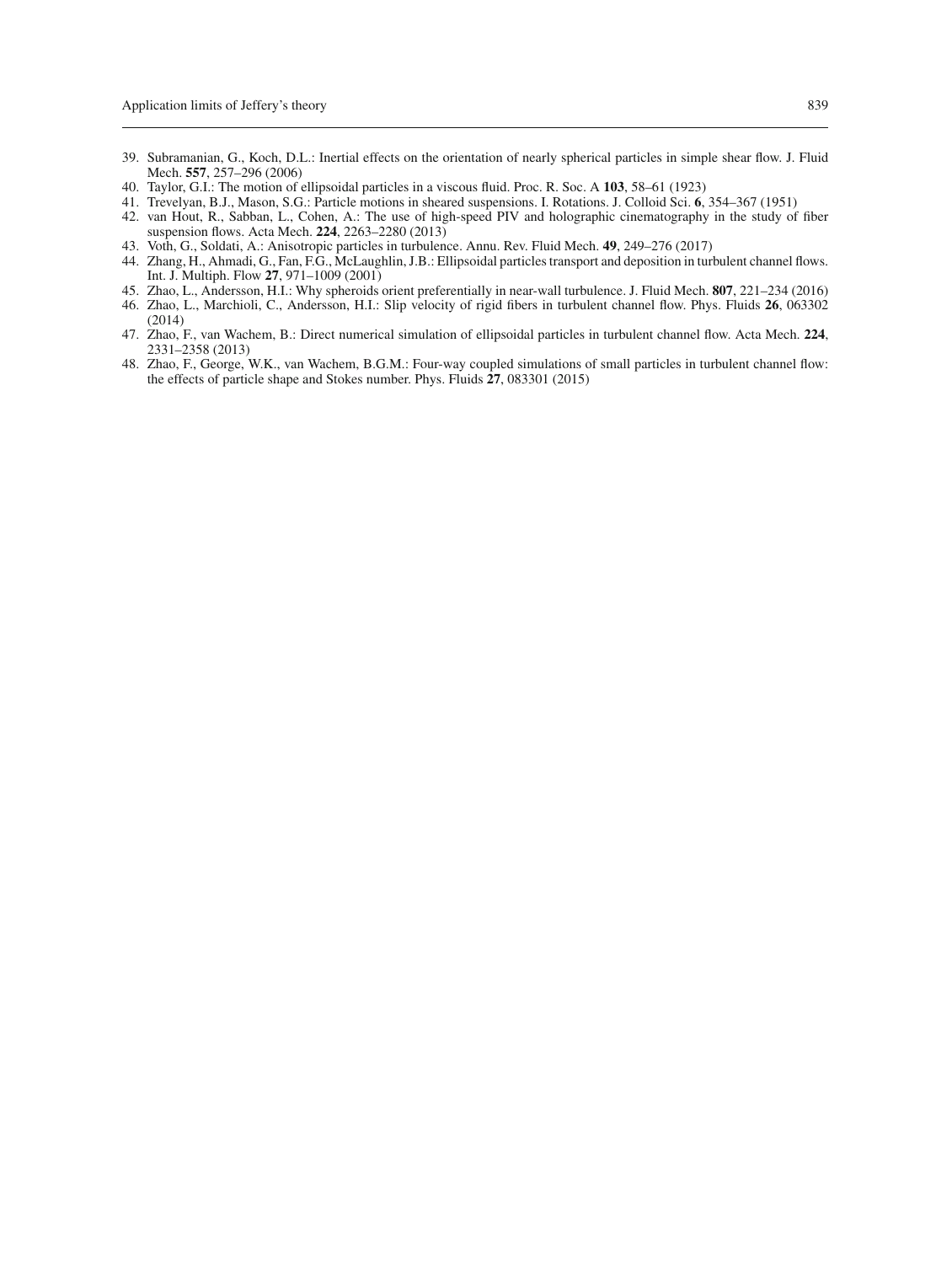39. Subramanian, G., Koch, D.L.: Inertial effects on the orientation of nearly spherical particles in simple shear flow. J. Fluid Mech. **557**, 257–296 (2006)
40. Taylor, G.I.: The motion of ellipsoidal particles in a viscous fluid. Proc. R. Soc. A **103**, 58–61 (1923)
41. Trevelyan, B.J., Mason, S.G.: Particle motions in sheared suspensions. I. Rotations. J. Colloid Sci. **6**, 354–367 (1951)
42. van Hout, R., Sabban, L., Cohen, A.: The use of high-speed PIV and holographic cinematography in the study of fiber suspension flows. Acta Mech. **224**, 2263–2280 (2013)
43. Voth, G., Soldati, A.: Anisotropic particles in turbulence. Annu. Rev. Fluid Mech. **49**, 249–276 (2017)
44. Zhang, H., Ahmadi, G., Fan, F.G., McLaughlin, J.B.: Ellipsoidal particles transport and deposition in turbulent channel flows. Int. J. Multiph. Flow **27**, 971–1009 (2001)
45. Zhao, L., Andersson, H.I.: Why spheroids orient preferentially in near-wall turbulence. J. Fluid Mech. **807**, 221–234 (2016)
46. Zhao, L., Marchioli, C., Andersson, H.I.: Slip velocity of rigid fibers in turbulent channel flow. Phys. Fluids **26**, 063302 (2014)
47. Zhao, F., van Wachem, B.: Direct numerical simulation of ellipsoidal particles in turbulent channel flow. Acta Mech. **224**, 2331–2358 (2013)
48. Zhao, F., George, W.K., van Wachem, B.G.M.: Four-way coupled simulations of small particles in turbulent channel flow: the effects of particle shape and Stokes number. Phys. Fluids **27**, 083301 (2015)